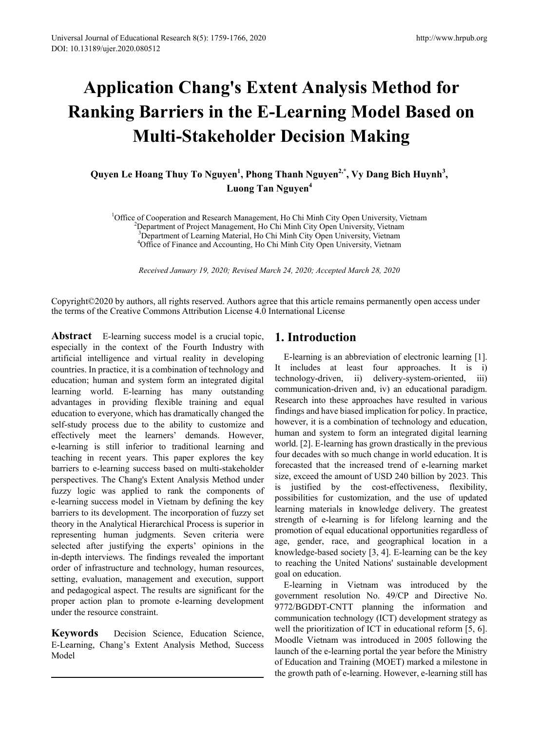# Application Chang's Extent Analysis Method for Ranking Barriers in the E-Learning Model Based on Multi-Stakeholder Decision Making

**Quyen Le Hoang Thuy To Nguyen[1], Phong Thanh Nguyen[2,*], Vy Dang Bich Huynh[3], Luong Tan Nguyen[4]**

[1]Office of Cooperation and Research Management, Ho Chi Minh City Open University, Vietnam
[2]Department of Project Management, Ho Chi Minh City Open University, Vietnam
[3]Department of Learning Material, Ho Chi Minh City Open University, Vietnam
[4]Office of Finance and Accounting, Ho Chi Minh City Open University, Vietnam

*Received January 19, 2020; Revised March 24, 2020; Accepted March 28, 2020*

Copyright©2020 by authors, all rights reserved. Authors agree that this article remains permanently open access under the terms of the Creative Commons Attribution License 4.0 International License

**Abstract** E-learning success model is a crucial topic, especially in the context of the Fourth Industry with artificial intelligence and virtual reality in developing countries. In practice, it is a combination of technology and education; human and system form an integrated digital learning world. E-learning has many outstanding advantages in providing flexible training and equal education to everyone, which has dramatically changed the self-study process due to the ability to customize and effectively meet the learners' demands. However, e-learning is still inferior to traditional learning and teaching in recent years. This paper explores the key barriers to e-learning success based on multi-stakeholder perspectives. The Chang's Extent Analysis Method under fuzzy logic was applied to rank the components of e-learning success model in Vietnam by defining the key barriers to its development. The incorporation of fuzzy set theory in the Analytical Hierarchical Process is superior in representing human judgments. Seven criteria were selected after justifying the experts' opinions in the in-depth interviews. The findings revealed the important order of infrastructure and technology, human resources, setting, evaluation, management and execution, support and pedagogical aspect. The results are significant for the proper action plan to promote e-learning development under the resource constraint.

**Keywords** Decision Science, Education Science, E-Learning, Chang's Extent Analysis Method, Success Model

## 1. Introduction

E-learning is an abbreviation of electronic learning [1]. It includes at least four approaches. It is i) technology-driven, ii) delivery-system-oriented, iii) communication-driven and, iv) an educational paradigm. Research into these approaches have resulted in various findings and have biased implication for policy. In practice, however, it is a combination of technology and education, human and system to form an integrated digital learning world. [2]. E-learning has grown drastically in the previous four decades with so much change in world education. It is forecasted that the increased trend of e-learning market size, exceed the amount of USD 240 billion by 2023. This is justified by the cost-effectiveness, flexibility, possibilities for customization, and the use of updated learning materials in knowledge delivery. The greatest strength of e-learning is for lifelong learning and the promotion of equal educational opportunities regardless of age, gender, race, and geographical location in a knowledge-based society [3, 4]. E-learning can be the key to reaching the United Nations' sustainable development goal on education.

E-learning in Vietnam was introduced by the government resolution No. 49/CP and Directive No. 9772/BGDĐT-CNTT planning the information and communication technology (ICT) development strategy as well the prioritization of ICT in educational reform [5, 6]. Moodle Vietnam was introduced in 2005 following the launch of the e-learning portal the year before the Ministry of Education and Training (MOET) marked a milestone in the growth path of e-learning. However, e-learning still has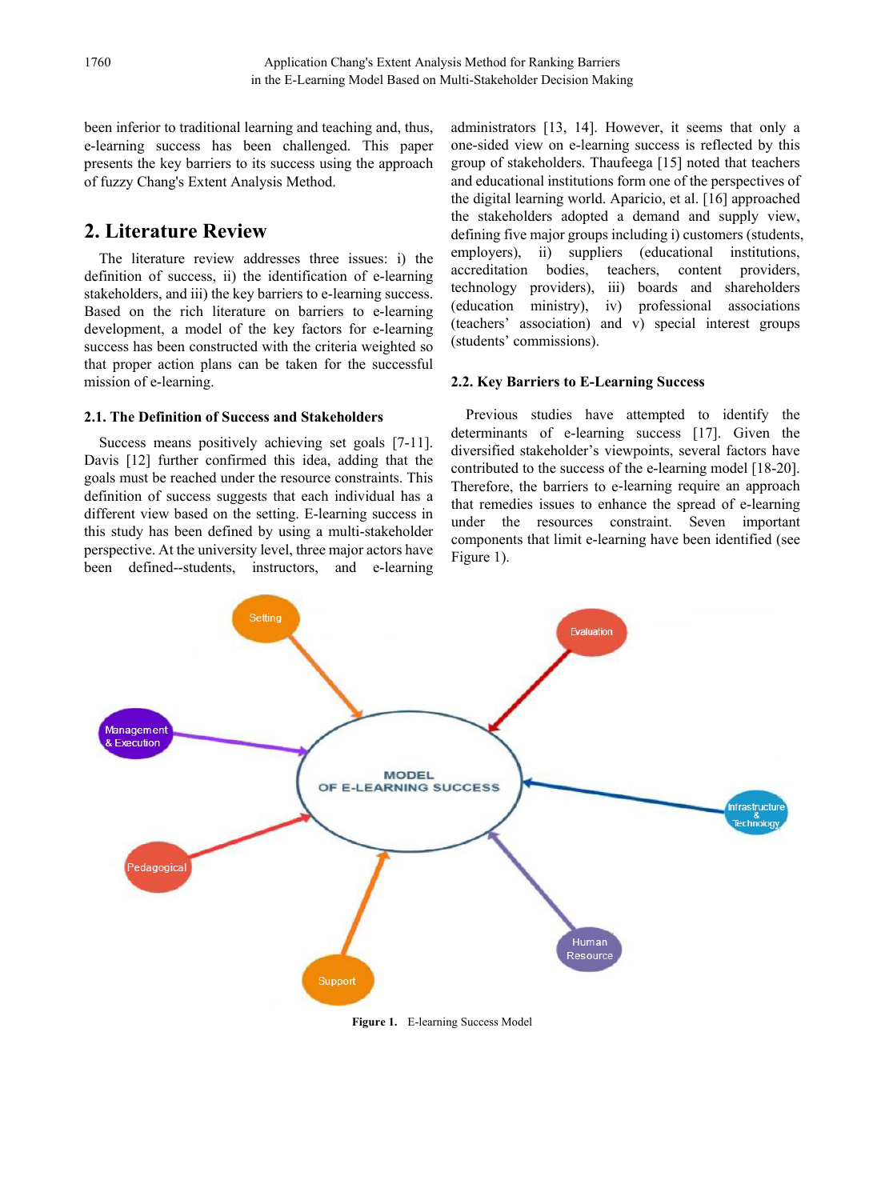been inferior to traditional learning and teaching and, thus, e-learning success has been challenged. This paper presents the key barriers to its success using the approach of fuzzy Chang's Extent Analysis Method.

## 2. Literature Review

The literature review addresses three issues: i) the definition of success, ii) the identification of e-learning stakeholders, and iii) the key barriers to e-learning success. Based on the rich literature on barriers to e-learning development, a model of the key factors for e-learning success has been constructed with the criteria weighted so that proper action plans can be taken for the successful mission of e-learning.

### 2.1. The Definition of Success and Stakeholders

Success means positively achieving set goals [7-11]. Davis [12] further confirmed this idea, adding that the goals must be reached under the resource constraints. This definition of success suggests that each individual has a different view based on the setting. E-learning success in this study has been defined by using a multi-stakeholder perspective. At the university level, three major actors have been defined--students, instructors, and e-learning administrators [13, 14]. However, it seems that only a one-sided view on e-learning success is reflected by this group of stakeholders. Thaufeega [15] noted that teachers and educational institutions form one of the perspectives of the digital learning world. Aparicio, et al. [16] approached the stakeholders adopted a demand and supply view, defining five major groups including i) customers (students, employers), ii) suppliers (educational institutions, accreditation bodies, teachers, content providers, technology providers), iii) boards and shareholders (education ministry), iv) professional associations (teachers' association) and v) special interest groups (students' commissions).

### 2.2. Key Barriers to E-Learning Success

Previous studies have attempted to identify the determinants of e-learning success [17]. Given the diversified stakeholder's viewpoints, several factors have contributed to the success of the e-learning model [18-20]. Therefore, the barriers to e-learning require an approach that remedies issues to enhance the spread of e-learning under the resources constraint. Seven important components that limit e-learning have been identified (see Figure 1).

**Figure 1.** E-learning Success Model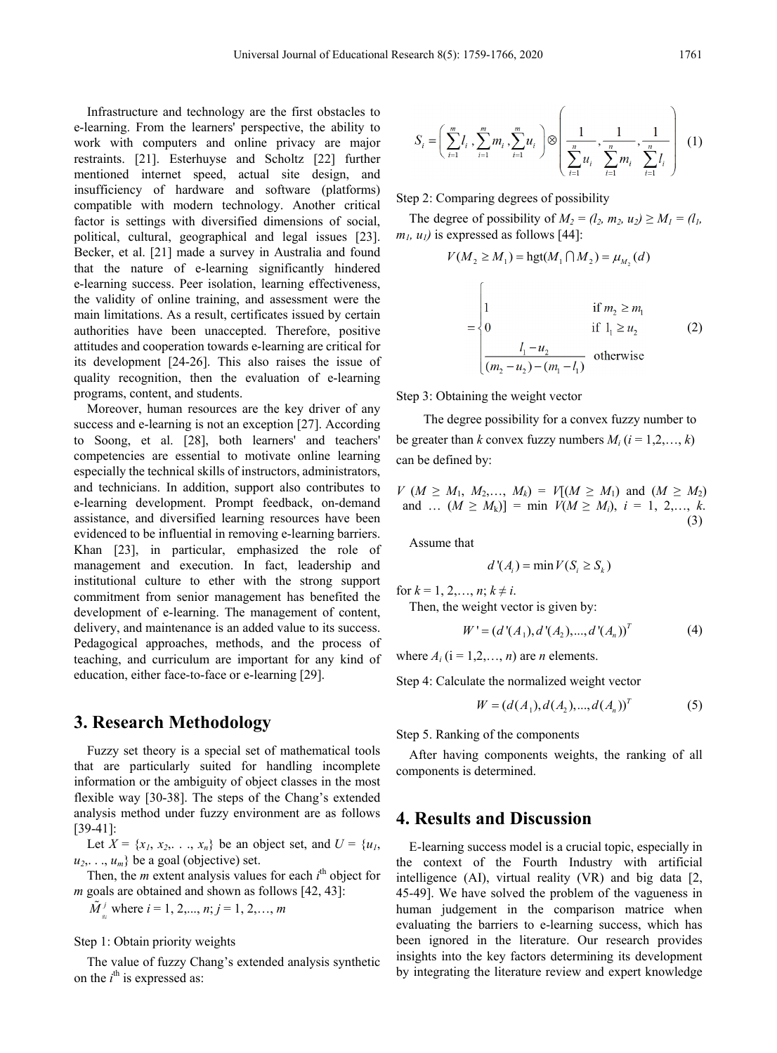Infrastructure and technology are the first obstacles to e-learning. From the learners' perspective, the ability to work with computers and online privacy are major restraints. [21]. Esterhuyse and Scholtz [22] further mentioned internet speed, actual site design, and insufficiency of hardware and software (platforms) compatible with modern technology. Another critical factor is settings with diversified dimensions of social, political, cultural, geographical and legal issues [23]. Becker, et al. [21] made a survey in Australia and found that the nature of e-learning significantly hindered e-learning success. Peer isolation, learning effectiveness, the validity of online training, and assessment were the main limitations. As a result, certificates issued by certain authorities have been unaccepted. Therefore, positive attitudes and cooperation towards e-learning are critical for its development [24-26]. This also raises the issue of quality recognition, then the evaluation of e-learning programs, content, and students.

Moreover, human resources are the key driver of any success and e-learning is not an exception [27]. According to Soong, et al. [28], both learners' and teachers' competencies are essential to motivate online learning especially the technical skills of instructors, administrators, and technicians. In addition, support also contributes to e-learning development. Prompt feedback, on-demand assistance, and diversified learning resources have been evidenced to be influential in removing e-learning barriers. Khan [23], in particular, emphasized the role of management and execution. In fact, leadership and institutional culture to ether with the strong support commitment from senior management has benefited the development of e-learning. The management of content, delivery, and maintenance is an added value to its success. Pedagogical approaches, methods, and the process of teaching, and curriculum are important for any kind of education, either face-to-face or e-learning [29].

## 3. Research Methodology

Fuzzy set theory is a special set of mathematical tools that are particularly suited for handling incomplete information or the ambiguity of object classes in the most flexible way [30-38]. The steps of the Chang's extended analysis method under fuzzy environment are as follows [39-41]:

Let $X = \{x_1, x_2, \ldots, x_n\}$ be an object set, and $U = \{u_1, u_2, \ldots, u_m\}$ be a goal (objective) set.

Then, the $m$ extent analysis values for each $i^{\text{th}}$ object for $m$ goals are obtained and shown as follows [42, 43]:

$\tilde{M}_{g_i}^{j}$ where $i = 1, 2, \ldots, n$; $j = 1, 2, \ldots, m$

Step 1: Obtain priority weights

The value of fuzzy Chang's extended analysis synthetic on the $i^{\text{th}}$ is expressed as:

$$S_i = \left( \sum_{i=1}^{m} l_i, \sum_{i=1}^{m} m_i, \sum_{i=1}^{m} u_i \right) \otimes \left( \frac{1}{\sum_{i=1}^{n} u_i}, \frac{1}{\sum_{i=1}^{n} m_i}, \frac{1}{\sum_{i=1}^{n} l_i} \right) \quad (1)$$

Step 2: Comparing degrees of possibility

The degree of possibility of $M_2 = (l_2, m_2, u_2) \geq M_1 = (l_1, m_1, u_1)$ is expressed as follows [44]:

$$V(M_2 \geq M_1) = \text{hgt}(M_1 \cap M_2) = \mu_{M_2}(d)$$

$$= \begin{cases} 1 & \text{if } m_2 \geq m_1 \\ 0 & \text{if } l_1 \geq u_2 \\ \dfrac{l_1 - u_2}{(m_2 - u_2) - (m_1 - l_1)} & \text{otherwise} \end{cases} \quad (2)$$

Step 3: Obtaining the weight vector

The degree possibility for a convex fuzzy number to be greater than $k$ convex fuzzy numbers $M_i$ ($i = 1, 2, \ldots, k$) can be defined by:

$$V(M \geq M_1, M_2, \ldots, M_k) = V[(M \geq M_1) \text{ and } (M \geq M_2) \text{ and } \ldots (M \geq M_k)] = \min V(M \geq M_i),\ i = 1, 2, \ldots, k. \quad (3)$$

Assume that

$$d'(A_i) = \min V(S_i \geq S_k)$$

for $k = 1, 2, \ldots, n$; $k \neq i$.

Then, the weight vector is given by:

$$W' = (d'(A_1), d'(A_2), \ldots, d'(A_n))^T \quad (4)$$

where $A_i$ ($i = 1, 2, \ldots, n$) are $n$ elements.

Step 4: Calculate the normalized weight vector

$$W = (d(A_1), d(A_2), \ldots, d(A_n))^T \quad (5)$$

Step 5. Ranking of the components

After having components weights, the ranking of all components is determined.

## 4. Results and Discussion

E-learning success model is a crucial topic, especially in the context of the Fourth Industry with artificial intelligence (AI), virtual reality (VR) and big data [2, 45-49]. We have solved the problem of the vagueness in human judgement in the comparison matrice when evaluating the barriers to e-learning success, which has been ignored in the literature. Our research provides insights into the key factors determining its development by integrating the literature review and expert knowledge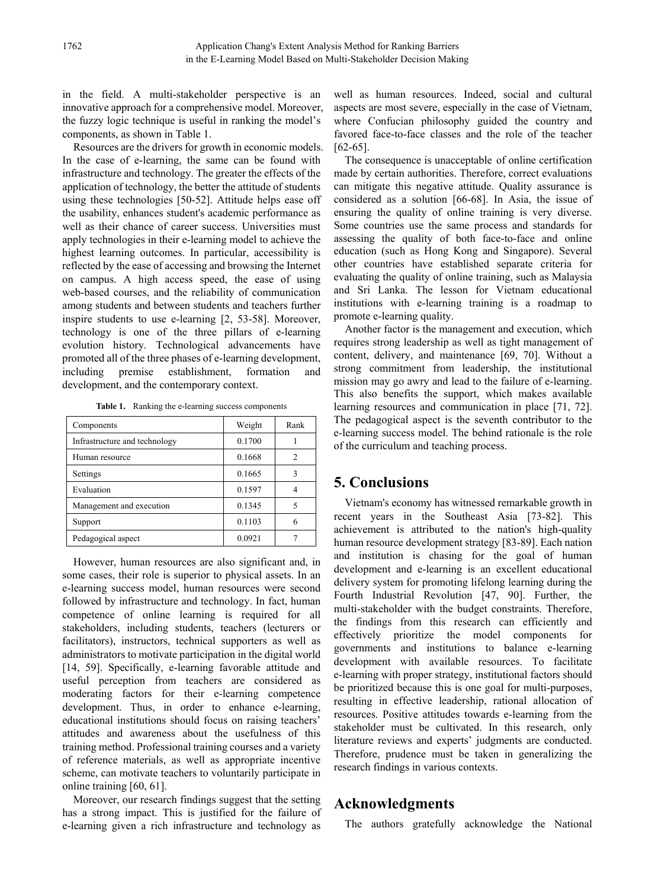in the field. A multi-stakeholder perspective is an innovative approach for a comprehensive model. Moreover, the fuzzy logic technique is useful in ranking the model's components, as shown in Table 1.

Resources are the drivers for growth in economic models. In the case of e-learning, the same can be found with infrastructure and technology. The greater the effects of the application of technology, the better the attitude of students using these technologies [50-52]. Attitude helps ease off the usability, enhances student's academic performance as well as their chance of career success. Universities must apply technologies in their e-learning model to achieve the highest learning outcomes. In particular, accessibility is reflected by the ease of accessing and browsing the Internet on campus. A high access speed, the ease of using web-based courses, and the reliability of communication among students and between students and teachers further inspire students to use e-learning [2, 53-58]. Moreover, technology is one of the three pillars of e-learning evolution history. Technological advancements have promoted all of the three phases of e-learning development, including premise establishment, formation and development, and the contemporary context.

**Table 1.** Ranking the e-learning success components

| Components | Weight | Rank |
|---|---|---|
| Infrastructure and technology | 0.1700 | 1 |
| Human resource | 0.1668 | 2 |
| Settings | 0.1665 | 3 |
| Evaluation | 0.1597 | 4 |
| Management and execution | 0.1345 | 5 |
| Support | 0.1103 | 6 |
| Pedagogical aspect | 0.0921 | 7 |

However, human resources are also significant and, in some cases, their role is superior to physical assets. In an e-learning success model, human resources were second followed by infrastructure and technology. In fact, human competence of online learning is required for all stakeholders, including students, teachers (lecturers or facilitators), instructors, technical supporters as well as administrators to motivate participation in the digital world [14, 59]. Specifically, e-learning favorable attitude and useful perception from teachers are considered as moderating factors for their e-learning competence development. Thus, in order to enhance e-learning, educational institutions should focus on raising teachers' attitudes and awareness about the usefulness of this training method. Professional training courses and a variety of reference materials, as well as appropriate incentive scheme, can motivate teachers to voluntarily participate in online training [60, 61].

Moreover, our research findings suggest that the setting has a strong impact. This is justified for the failure of e-learning given a rich infrastructure and technology as well as human resources. Indeed, social and cultural aspects are most severe, especially in the case of Vietnam, where Confucian philosophy guided the country and favored face-to-face classes and the role of the teacher [62-65].

The consequence is unacceptable of online certification made by certain authorities. Therefore, correct evaluations can mitigate this negative attitude. Quality assurance is considered as a solution [66-68]. In Asia, the issue of ensuring the quality of online training is very diverse. Some countries use the same process and standards for assessing the quality of both face-to-face and online education (such as Hong Kong and Singapore). Several other countries have established separate criteria for evaluating the quality of online training, such as Malaysia and Sri Lanka. The lesson for Vietnam educational institutions with e-learning training is a roadmap to promote e-learning quality.

Another factor is the management and execution, which requires strong leadership as well as tight management of content, delivery, and maintenance [69, 70]. Without a strong commitment from leadership, the institutional mission may go awry and lead to the failure of e-learning. This also benefits the support, which makes available learning resources and communication in place [71, 72]. The pedagogical aspect is the seventh contributor to the e-learning success model. The behind rationale is the role of the curriculum and teaching process.

## 5. Conclusions

Vietnam's economy has witnessed remarkable growth in recent years in the Southeast Asia [73-82]. This achievement is attributed to the nation's high-quality human resource development strategy [83-89]. Each nation and institution is chasing for the goal of human development and e-learning is an excellent educational delivery system for promoting lifelong learning during the Fourth Industrial Revolution [47, 90]. Further, the multi-stakeholder with the budget constraints. Therefore, the findings from this research can efficiently and effectively prioritize the model components for governments and institutions to balance e-learning development with available resources. To facilitate e-learning with proper strategy, institutional factors should be prioritized because this is one goal for multi-purposes, resulting in effective leadership, rational allocation of resources. Positive attitudes towards e-learning from the stakeholder must be cultivated. In this research, only literature reviews and experts' judgments are conducted. Therefore, prudence must be taken in generalizing the research findings in various contexts.

## Acknowledgments

The authors gratefully acknowledge the National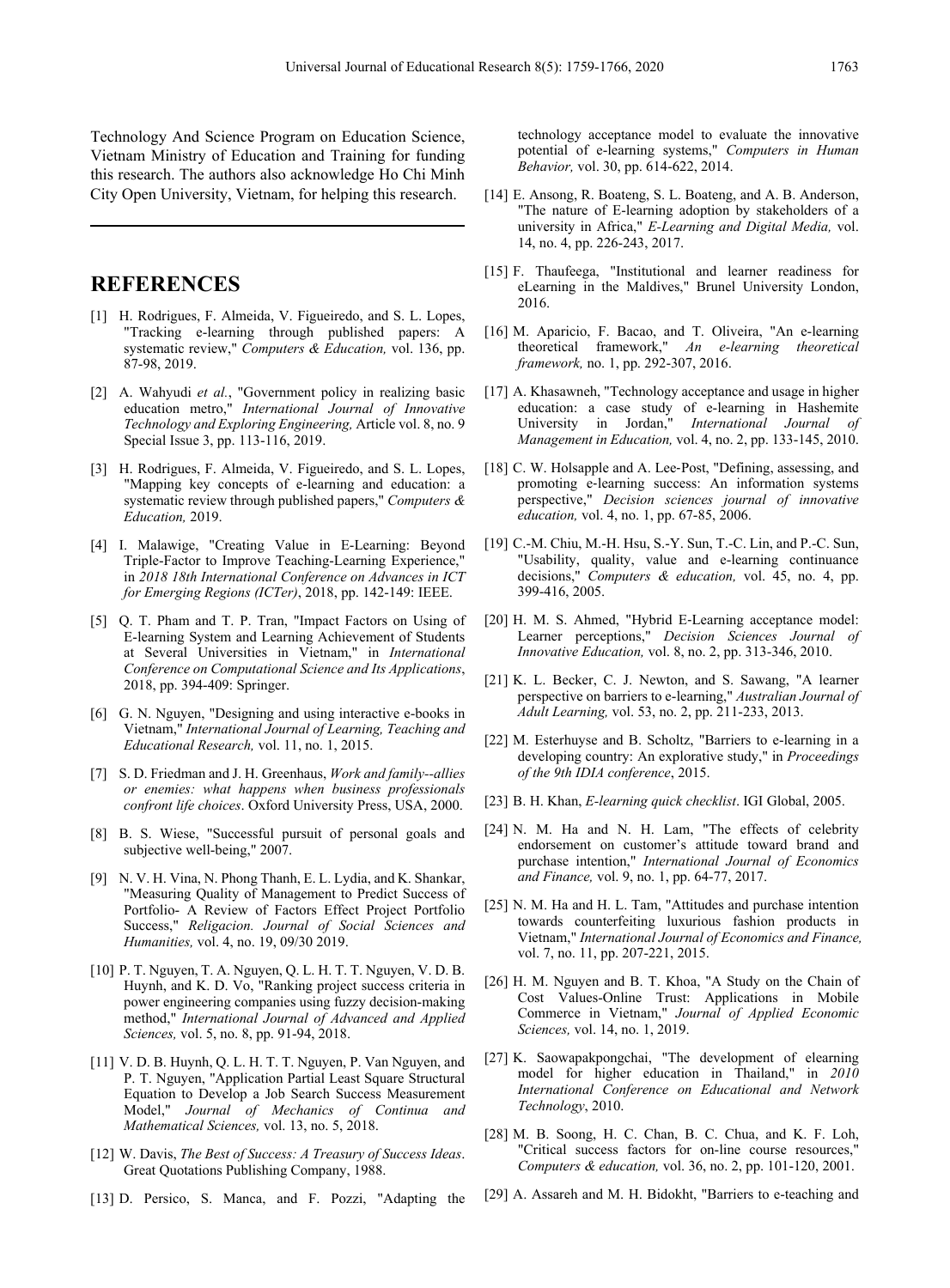Technology And Science Program on Education Science, Vietnam Ministry of Education and Training for funding this research. The authors also acknowledge Ho Chi Minh City Open University, Vietnam, for helping this research.

## REFERENCES

[1] H. Rodrigues, F. Almeida, V. Figueiredo, and S. L. Lopes, "Tracking e-learning through published papers: A systematic review," *Computers & Education,* vol. 136, pp. 87-98, 2019.

[2] A. Wahyudi *et al.*, "Government policy in realizing basic education metro," *International Journal of Innovative Technology and Exploring Engineering,* Article vol. 8, no. 9 Special Issue 3, pp. 113-116, 2019.

[3] H. Rodrigues, F. Almeida, V. Figueiredo, and S. L. Lopes, "Mapping key concepts of e-learning and education: a systematic review through published papers," *Computers & Education,* 2019.

[4] I. Malawige, "Creating Value in E-Learning: Beyond Triple-Factor to Improve Teaching-Learning Experience," in *2018 18th International Conference on Advances in ICT for Emerging Regions (ICTer)*, 2018, pp. 142-149: IEEE.

[5] Q. T. Pham and T. P. Tran, "Impact Factors on Using of E-learning System and Learning Achievement of Students at Several Universities in Vietnam," in *International Conference on Computational Science and Its Applications*, 2018, pp. 394-409: Springer.

[6] G. N. Nguyen, "Designing and using interactive e-books in Vietnam," *International Journal of Learning, Teaching and Educational Research,* vol. 11, no. 1, 2015.

[7] S. D. Friedman and J. H. Greenhaus, *Work and family--allies or enemies: what happens when business professionals confront life choices*. Oxford University Press, USA, 2000.

[8] B. S. Wiese, "Successful pursuit of personal goals and subjective well-being," 2007.

[9] N. V. H. Vina, N. Phong Thanh, E. L. Lydia, and K. Shankar, "Measuring Quality of Management to Predict Success of Portfolio- A Review of Factors Effect Project Portfolio Success," *Religacion. Journal of Social Sciences and Humanities,* vol. 4, no. 19, 09/30 2019.

[10] P. T. Nguyen, T. A. Nguyen, Q. L. H. T. T. Nguyen, V. D. B. Huynh, and K. D. Vo, "Ranking project success criteria in power engineering companies using fuzzy decision-making method," *International Journal of Advanced and Applied Sciences,* vol. 5, no. 8, pp. 91-94, 2018.

[11] V. D. B. Huynh, Q. L. H. T. T. Nguyen, P. Van Nguyen, and P. T. Nguyen, "Application Partial Least Square Structural Equation to Develop a Job Search Success Measurement Model," *Journal of Mechanics of Continua and Mathematical Sciences,* vol. 13, no. 5, 2018.

[12] W. Davis, *The Best of Success: A Treasury of Success Ideas*. Great Quotations Publishing Company, 1988.

[13] D. Persico, S. Manca, and F. Pozzi, "Adapting the technology acceptance model to evaluate the innovative potential of e-learning systems," *Computers in Human Behavior,* vol. 30, pp. 614-622, 2014.

[14] E. Ansong, R. Boateng, S. L. Boateng, and A. B. Anderson, "The nature of E-learning adoption by stakeholders of a university in Africa," *E-Learning and Digital Media,* vol. 14, no. 4, pp. 226-243, 2017.

[15] F. Thaufeega, "Institutional and learner readiness for eLearning in the Maldives," Brunel University London, 2016.

[16] M. Aparicio, F. Bacao, and T. Oliveira, "An e-learning theoretical framework," *An e-learning theoretical framework,* no. 1, pp. 292-307, 2016.

[17] A. Khasawneh, "Technology acceptance and usage in higher education: a case study of e-learning in Hashemite University in Jordan," *International Journal of Management in Education,* vol. 4, no. 2, pp. 133-145, 2010.

[18] C. W. Holsapple and A. Lee-Post, "Defining, assessing, and promoting e-learning success: An information systems perspective," *Decision sciences journal of innovative education,* vol. 4, no. 1, pp. 67-85, 2006.

[19] C.-M. Chiu, M.-H. Hsu, S.-Y. Sun, T.-C. Lin, and P.-C. Sun, "Usability, quality, value and e-learning continuance decisions," *Computers & education,* vol. 45, no. 4, pp. 399-416, 2005.

[20] H. M. S. Ahmed, "Hybrid E-Learning acceptance model: Learner perceptions," *Decision Sciences Journal of Innovative Education,* vol. 8, no. 2, pp. 313-346, 2010.

[21] K. L. Becker, C. J. Newton, and S. Sawang, "A learner perspective on barriers to e-learning," *Australian Journal of Adult Learning,* vol. 53, no. 2, pp. 211-233, 2013.

[22] M. Esterhuyse and B. Scholtz, "Barriers to e-learning in a developing country: An explorative study," in *Proceedings of the 9th IDIA conference*, 2015.

[23] B. H. Khan, *E-learning quick checklist*. IGI Global, 2005.

[24] N. M. Ha and N. H. Lam, "The effects of celebrity endorsement on customer's attitude toward brand and purchase intention," *International Journal of Economics and Finance,* vol. 9, no. 1, pp. 64-77, 2017.

[25] N. M. Ha and H. L. Tam, "Attitudes and purchase intention towards counterfeiting luxurious fashion products in Vietnam," *International Journal of Economics and Finance,* vol. 7, no. 11, pp. 207-221, 2015.

[26] H. M. Nguyen and B. T. Khoa, "A Study on the Chain of Cost Values-Online Trust: Applications in Mobile Commerce in Vietnam," *Journal of Applied Economic Sciences,* vol. 14, no. 1, 2019.

[27] K. Saowapakpongchai, "The development of elearning model for higher education in Thailand," in *2010 International Conference on Educational and Network Technology*, 2010.

[28] M. B. Soong, H. C. Chan, B. C. Chua, and K. F. Loh, "Critical success factors for on-line course resources," *Computers & education,* vol. 36, no. 2, pp. 101-120, 2001.

[29] A. Assareh and M. H. Bidokht, "Barriers to e-teaching and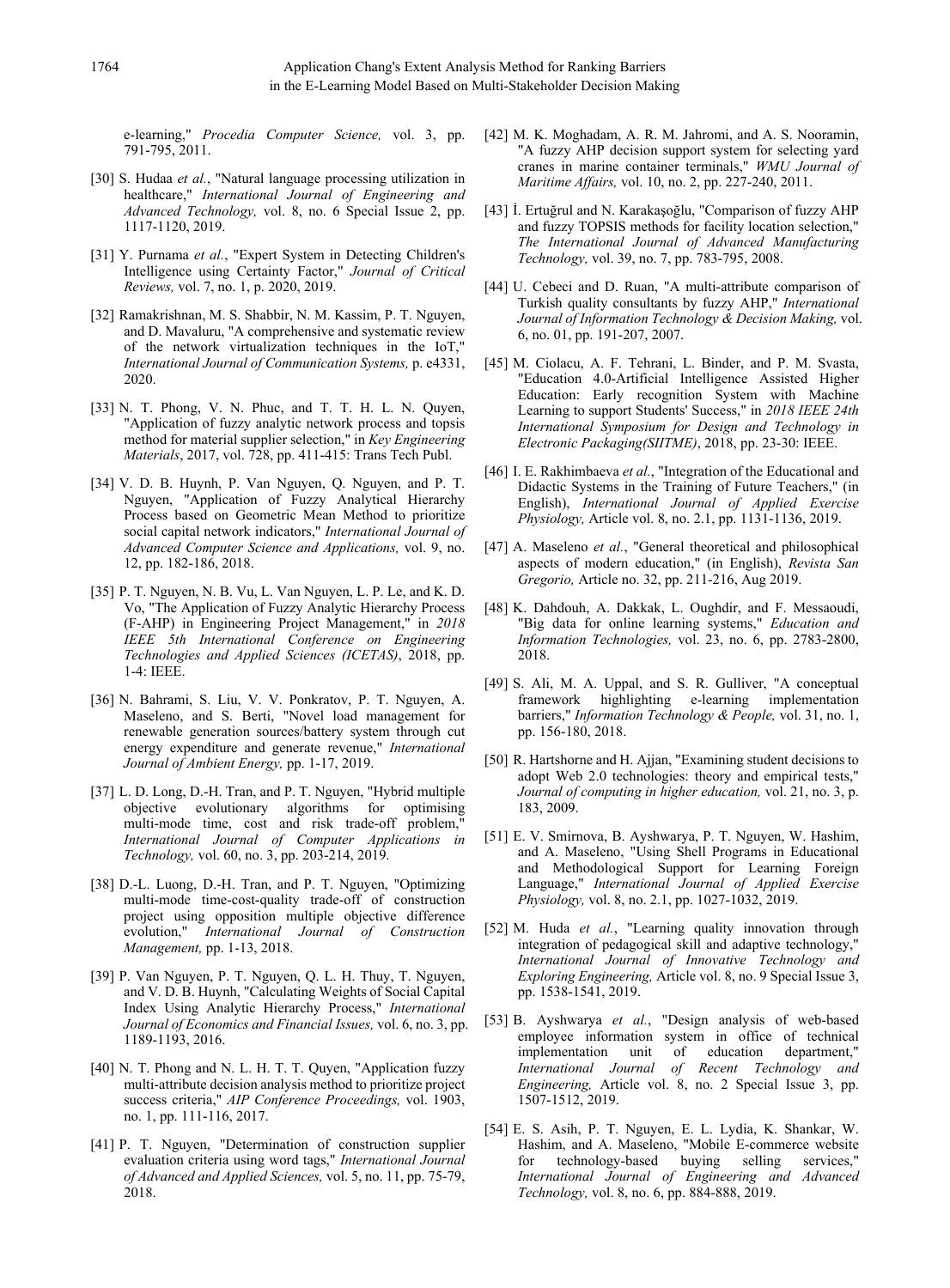e-learning," *Procedia Computer Science,* vol. 3, pp. 791-795, 2011.

[30] S. Hudaa *et al.*, "Natural language processing utilization in healthcare," *International Journal of Engineering and Advanced Technology,* vol. 8, no. 6 Special Issue 2, pp. 1117-1120, 2019.

[31] Y. Purnama *et al.*, "Expert System in Detecting Children's Intelligence using Certainty Factor," *Journal of Critical Reviews,* vol. 7, no. 1, p. 2020, 2019.

[32] Ramakrishnan, M. S. Shabbir, N. M. Kassim, P. T. Nguyen, and D. Mavaluru, "A comprehensive and systematic review of the network virtualization techniques in the IoT," *International Journal of Communication Systems,* p. e4331, 2020.

[33] N. T. Phong, V. N. Phuc, and T. T. H. L. N. Quyen, "Application of fuzzy analytic network process and topsis method for material supplier selection," in *Key Engineering Materials*, 2017, vol. 728, pp. 411-415: Trans Tech Publ.

[34] V. D. B. Huynh, P. Van Nguyen, Q. Nguyen, and P. T. Nguyen, "Application of Fuzzy Analytical Hierarchy Process based on Geometric Mean Method to prioritize social capital network indicators," *International Journal of Advanced Computer Science and Applications,* vol. 9, no. 12, pp. 182-186, 2018.

[35] P. T. Nguyen, N. B. Vu, L. Van Nguyen, L. P. Le, and K. D. Vo, "The Application of Fuzzy Analytic Hierarchy Process (F-AHP) in Engineering Project Management," in *2018 IEEE 5th International Conference on Engineering Technologies and Applied Sciences (ICETAS)*, 2018, pp. 1-4: IEEE.

[36] N. Bahrami, S. Liu, V. V. Ponkratov, P. T. Nguyen, A. Maseleno, and S. Berti, "Novel load management for renewable generation sources/battery system through cut energy expenditure and generate revenue," *International Journal of Ambient Energy,* pp. 1-17, 2019.

[37] L. D. Long, D.-H. Tran, and P. T. Nguyen, "Hybrid multiple objective evolutionary algorithms for optimising multi-mode time, cost and risk trade-off problem," *International Journal of Computer Applications in Technology,* vol. 60, no. 3, pp. 203-214, 2019.

[38] D.-L. Luong, D.-H. Tran, and P. T. Nguyen, "Optimizing multi-mode time-cost-quality trade-off of construction project using opposition multiple objective difference evolution," *International Journal of Construction Management,* pp. 1-13, 2018.

[39] P. Van Nguyen, P. T. Nguyen, Q. L. H. Thuy, T. Nguyen, and V. D. B. Huynh, "Calculating Weights of Social Capital Index Using Analytic Hierarchy Process," *International Journal of Economics and Financial Issues,* vol. 6, no. 3, pp. 1189-1193, 2016.

[40] N. T. Phong and N. L. H. T. T. Quyen, "Application fuzzy multi-attribute decision analysis method to prioritize project success criteria," *AIP Conference Proceedings,* vol. 1903, no. 1, pp. 111-116, 2017.

[41] P. T. Nguyen, "Determination of construction supplier evaluation criteria using word tags," *International Journal of Advanced and Applied Sciences,* vol. 5, no. 11, pp. 75-79, 2018.

[42] M. K. Moghadam, A. R. M. Jahromi, and A. S. Nooramin, "A fuzzy AHP decision support system for selecting yard cranes in marine container terminals," *WMU Journal of Maritime Affairs,* vol. 10, no. 2, pp. 227-240, 2011.

[43] İ. Ertuğrul and N. Karakaşoğlu, "Comparison of fuzzy AHP and fuzzy TOPSIS methods for facility location selection," *The International Journal of Advanced Manufacturing Technology,* vol. 39, no. 7, pp. 783-795, 2008.

[44] U. Cebeci and D. Ruan, "A multi-attribute comparison of Turkish quality consultants by fuzzy AHP," *International Journal of Information Technology & Decision Making,* vol. 6, no. 01, pp. 191-207, 2007.

[45] M. Ciolacu, A. F. Tehrani, L. Binder, and P. M. Svasta, "Education 4.0-Artificial Intelligence Assisted Higher Education: Early recognition System with Machine Learning to support Students' Success," in *2018 IEEE 24th International Symposium for Design and Technology in Electronic Packaging(SIITME)*, 2018, pp. 23-30: IEEE.

[46] I. E. Rakhimbaeva *et al.*, "Integration of the Educational and Didactic Systems in the Training of Future Teachers," (in English), *International Journal of Applied Exercise Physiology,* Article vol. 8, no. 2.1, pp. 1131-1136, 2019.

[47] A. Maseleno *et al.*, "General theoretical and philosophical aspects of modern education," (in English), *Revista San Gregorio,* Article no. 32, pp. 211-216, Aug 2019.

[48] K. Dahdouh, A. Dakkak, L. Oughdir, and F. Messaoudi, "Big data for online learning systems," *Education and Information Technologies,* vol. 23, no. 6, pp. 2783-2800, 2018.

[49] S. Ali, M. A. Uppal, and S. R. Gulliver, "A conceptual framework highlighting e-learning implementation barriers," *Information Technology & People,* vol. 31, no. 1, pp. 156-180, 2018.

[50] R. Hartshorne and H. Ajjan, "Examining student decisions to adopt Web 2.0 technologies: theory and empirical tests," *Journal of computing in higher education,* vol. 21, no. 3, p. 183, 2009.

[51] E. V. Smirnova, B. Ayshwarya, P. T. Nguyen, W. Hashim, and A. Maseleno, "Using Shell Programs in Educational and Methodological Support for Learning Foreign Language," *International Journal of Applied Exercise Physiology,* vol. 8, no. 2.1, pp. 1027-1032, 2019.

[52] M. Huda *et al.*, "Learning quality innovation through integration of pedagogical skill and adaptive technology," *International Journal of Innovative Technology and Exploring Engineering,* Article vol. 8, no. 9 Special Issue 3, pp. 1538-1541, 2019.

[53] B. Ayshwarya *et al.*, "Design analysis of web-based employee information system in office of technical implementation unit of education department," *International Journal of Recent Technology and Engineering,* Article vol. 8, no. 2 Special Issue 3, pp. 1507-1512, 2019.

[54] E. S. Asih, P. T. Nguyen, E. L. Lydia, K. Shankar, W. Hashim, and A. Maseleno, "Mobile E-commerce website for technology-based buying selling services," *International Journal of Engineering and Advanced Technology,* vol. 8, no. 6, pp. 884-888, 2019.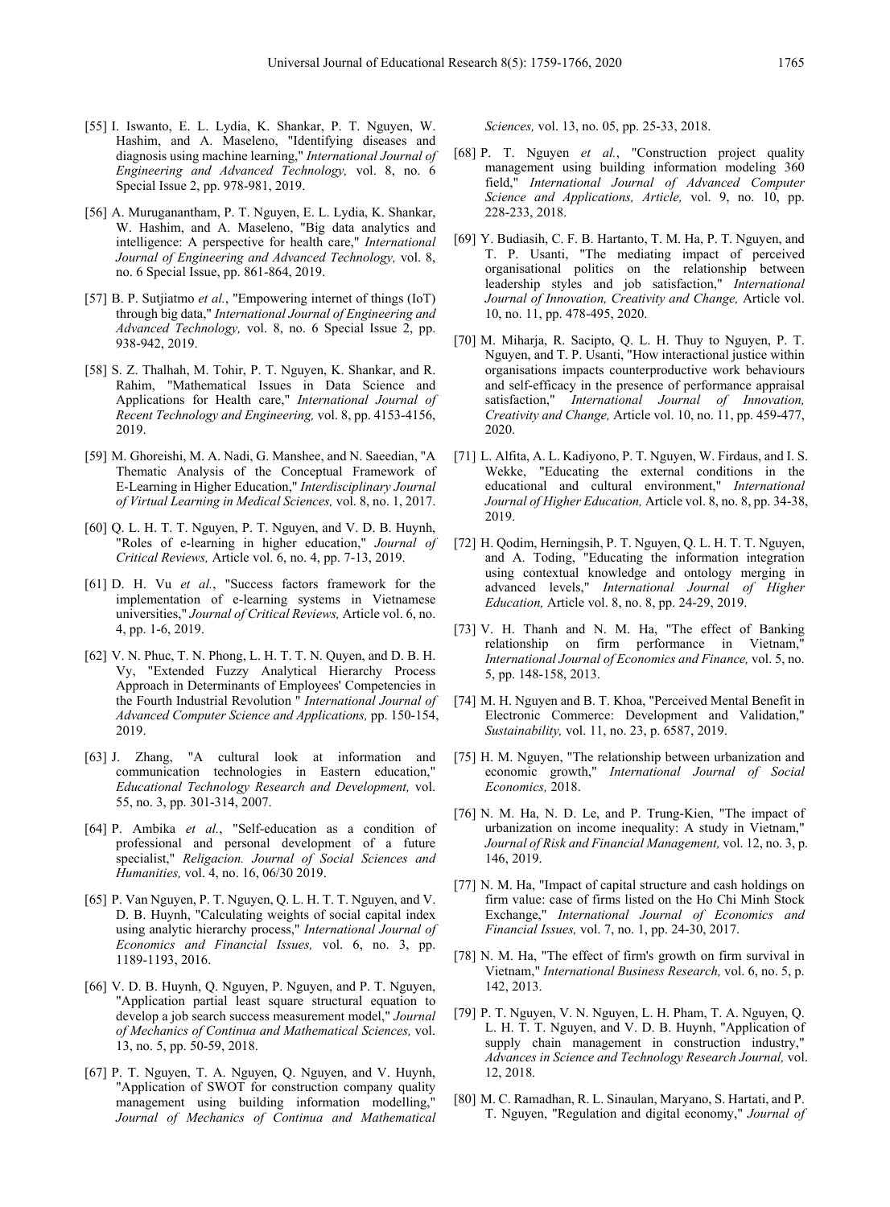[55] I. Iswanto, E. L. Lydia, K. Shankar, P. T. Nguyen, W. Hashim, and A. Maseleno, "Identifying diseases and diagnosis using machine learning," *International Journal of Engineering and Advanced Technology,* vol. 8, no. 6 Special Issue 2, pp. 978-981, 2019.

[56] A. Muruganantham, P. T. Nguyen, E. L. Lydia, K. Shankar, W. Hashim, and A. Maseleno, "Big data analytics and intelligence: A perspective for health care," *International Journal of Engineering and Advanced Technology,* vol. 8, no. 6 Special Issue, pp. 861-864, 2019.

[57] B. P. Sutjiatmo *et al.*, "Empowering internet of things (IoT) through big data," *International Journal of Engineering and Advanced Technology,* vol. 8, no. 6 Special Issue 2, pp. 938-942, 2019.

[58] S. Z. Thalhah, M. Tohir, P. T. Nguyen, K. Shankar, and R. Rahim, "Mathematical Issues in Data Science and Applications for Health care," *International Journal of Recent Technology and Engineering,* vol. 8, pp. 4153-4156, 2019.

[59] M. Ghoreishi, M. A. Nadi, G. Manshee, and N. Saeedian, "A Thematic Analysis of the Conceptual Framework of E-Learning in Higher Education," *Interdisciplinary Journal of Virtual Learning in Medical Sciences,* vol. 8, no. 1, 2017.

[60] Q. L. H. T. T. Nguyen, P. T. Nguyen, and V. D. B. Huynh, "Roles of e-learning in higher education," *Journal of Critical Reviews,* Article vol. 6, no. 4, pp. 7-13, 2019.

[61] D. H. Vu *et al.*, "Success factors framework for the implementation of e-learning systems in Vietnamese universities," *Journal of Critical Reviews,* Article vol. 6, no. 4, pp. 1-6, 2019.

[62] V. N. Phuc, T. N. Phong, L. H. T. T. N. Quyen, and D. B. H. Vy, "Extended Fuzzy Analytical Hierarchy Process Approach in Determinants of Employees' Competencies in the Fourth Industrial Revolution " *International Journal of Advanced Computer Science and Applications,* pp. 150-154, 2019.

[63] J. Zhang, "A cultural look at information and communication technologies in Eastern education," *Educational Technology Research and Development,* vol. 55, no. 3, pp. 301-314, 2007.

[64] P. Ambika *et al.*, "Self-education as a condition of professional and personal development of a future specialist," *Religacion. Journal of Social Sciences and Humanities,* vol. 4, no. 16, 06/30 2019.

[65] P. Van Nguyen, P. T. Nguyen, Q. L. H. T. T. Nguyen, and V. D. B. Huynh, "Calculating weights of social capital index using analytic hierarchy process," *International Journal of Economics and Financial Issues,* vol. 6, no. 3, pp. 1189-1193, 2016.

[66] V. D. B. Huynh, Q. Nguyen, P. Nguyen, and P. T. Nguyen, "Application partial least square structural equation to develop a job search success measurement model," *Journal of Mechanics of Continua and Mathematical Sciences,* vol. 13, no. 5, pp. 50-59, 2018.

[67] P. T. Nguyen, T. A. Nguyen, Q. Nguyen, and V. Huynh, "Application of SWOT for construction company quality management using building information modelling," *Journal of Mechanics of Continua and Mathematical Sciences,* vol. 13, no. 05, pp. 25-33, 2018.

[68] P. T. Nguyen *et al.*, "Construction project quality management using building information modeling 360 field," *International Journal of Advanced Computer Science and Applications, Article,* vol. 9, no. 10, pp. 228-233, 2018.

[69] Y. Budiasih, C. F. B. Hartanto, T. M. Ha, P. T. Nguyen, and T. P. Usanti, "The mediating impact of perceived organisational politics on the relationship between leadership styles and job satisfaction," *International Journal of Innovation, Creativity and Change,* Article vol. 10, no. 11, pp. 478-495, 2020.

[70] M. Miharja, R. Sacipto, Q. L. H. Thuy to Nguyen, P. T. Nguyen, and T. P. Usanti, "How interactional justice within organisations impacts counterproductive work behaviours and self-efficacy in the presence of performance appraisal satisfaction," *International Journal of Innovation, Creativity and Change,* Article vol. 10, no. 11, pp. 459-477, 2020.

[71] L. Alfita, A. L. Kadiyono, P. T. Nguyen, W. Firdaus, and I. S. Wekke, "Educating the external conditions in the educational and cultural environment," *International Journal of Higher Education,* Article vol. 8, no. 8, pp. 34-38, 2019.

[72] H. Qodim, Herningsih, P. T. Nguyen, Q. L. H. T. T. Nguyen, and A. Toding, "Educating the information integration using contextual knowledge and ontology merging in advanced levels," *International Journal of Higher Education,* Article vol. 8, no. 8, pp. 24-29, 2019.

[73] V. H. Thanh and N. M. Ha, "The effect of Banking relationship on firm performance in Vietnam," *International Journal of Economics and Finance,* vol. 5, no. 5, pp. 148-158, 2013.

[74] M. H. Nguyen and B. T. Khoa, "Perceived Mental Benefit in Electronic Commerce: Development and Validation," *Sustainability,* vol. 11, no. 23, p. 6587, 2019.

[75] H. M. Nguyen, "The relationship between urbanization and economic growth," *International Journal of Social Economics,* 2018.

[76] N. M. Ha, N. D. Le, and P. Trung-Kien, "The impact of urbanization on income inequality: A study in Vietnam," *Journal of Risk and Financial Management,* vol. 12, no. 3, p. 146, 2019.

[77] N. M. Ha, "Impact of capital structure and cash holdings on firm value: case of firms listed on the Ho Chi Minh Stock Exchange," *International Journal of Economics and Financial Issues,* vol. 7, no. 1, pp. 24-30, 2017.

[78] N. M. Ha, "The effect of firm's growth on firm survival in Vietnam," *International Business Research,* vol. 6, no. 5, p. 142, 2013.

[79] P. T. Nguyen, V. N. Nguyen, L. H. Pham, T. A. Nguyen, Q. L. H. T. T. Nguyen, and V. D. B. Huynh, "Application of supply chain management in construction industry," *Advances in Science and Technology Research Journal,* vol. 12, 2018.

[80] M. C. Ramadhan, R. L. Sinaulan, Maryano, S. Hartati, and P. T. Nguyen, "Regulation and digital economy," *Journal of*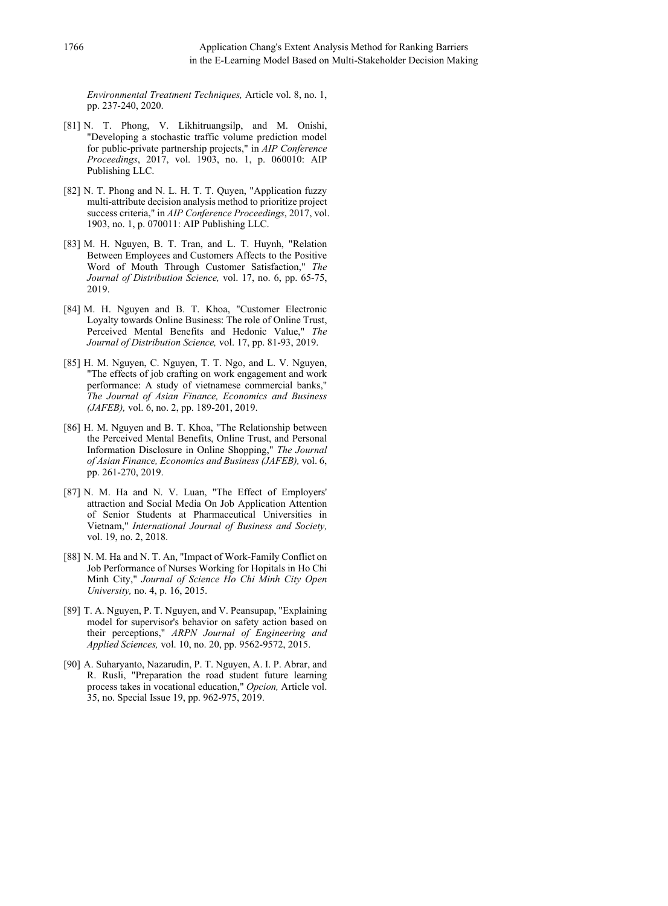*Environmental Treatment Techniques,* Article vol. 8, no. 1, pp. 237-240, 2020.

[81] N. T. Phong, V. Likhitruangsilp, and M. Onishi, "Developing a stochastic traffic volume prediction model for public-private partnership projects," in *AIP Conference Proceedings*, 2017, vol. 1903, no. 1, p. 060010: AIP Publishing LLC.

[82] N. T. Phong and N. L. H. T. T. Quyen, "Application fuzzy multi-attribute decision analysis method to prioritize project success criteria," in *AIP Conference Proceedings*, 2017, vol. 1903, no. 1, p. 070011: AIP Publishing LLC.

[83] M. H. Nguyen, B. T. Tran, and L. T. Huynh, "Relation Between Employees and Customers Affects to the Positive Word of Mouth Through Customer Satisfaction," *The Journal of Distribution Science,* vol. 17, no. 6, pp. 65-75, 2019.

[84] M. H. Nguyen and B. T. Khoa, "Customer Electronic Loyalty towards Online Business: The role of Online Trust, Perceived Mental Benefits and Hedonic Value," *The Journal of Distribution Science,* vol. 17, pp. 81-93, 2019.

[85] H. M. Nguyen, C. Nguyen, T. T. Ngo, and L. V. Nguyen, "The effects of job crafting on work engagement and work performance: A study of vietnamese commercial banks," *The Journal of Asian Finance, Economics and Business (JAFEB),* vol. 6, no. 2, pp. 189-201, 2019.

[86] H. M. Nguyen and B. T. Khoa, "The Relationship between the Perceived Mental Benefits, Online Trust, and Personal Information Disclosure in Online Shopping," *The Journal of Asian Finance, Economics and Business (JAFEB),* vol. 6, pp. 261-270, 2019.

[87] N. M. Ha and N. V. Luan, "The Effect of Employers' attraction and Social Media On Job Application Attention of Senior Students at Pharmaceutical Universities in Vietnam," *International Journal of Business and Society,* vol. 19, no. 2, 2018.

[88] N. M. Ha and N. T. An, "Impact of Work-Family Conflict on Job Performance of Nurses Working for Hopitals in Ho Chi Minh City," *Journal of Science Ho Chi Minh City Open University,* no. 4, p. 16, 2015.

[89] T. A. Nguyen, P. T. Nguyen, and V. Peansupap, "Explaining model for supervisor's behavior on safety action based on their perceptions," *ARPN Journal of Engineering and Applied Sciences,* vol. 10, no. 20, pp. 9562-9572, 2015.

[90] A. Suharyanto, Nazarudin, P. T. Nguyen, A. I. P. Abrar, and R. Rusli, "Preparation the road student future learning process takes in vocational education," *Opcion,* Article vol. 35, no. Special Issue 19, pp. 962-975, 2019.